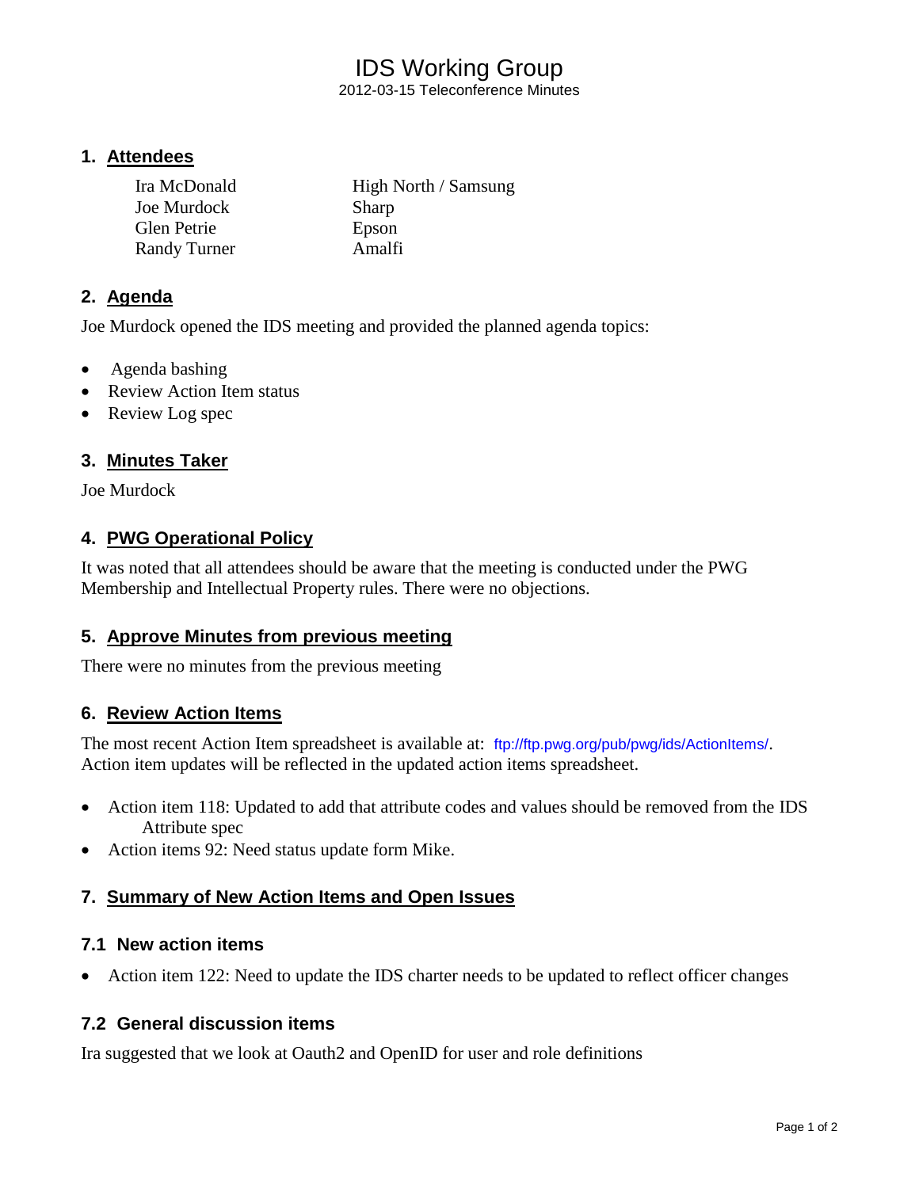# IDS Working Group

2012-03-15 Teleconference Minutes

## 1. Attendees

| | |
|---|---|
| Ira McDonald | High North / Samsung |
| Joe Murdock | Sharp |
| Glen Petrie | Epson |
| Randy Turner | Amalfi |

## 2. Agenda

Joe Murdock opened the IDS meeting and provided the planned agenda topics:

- Agenda bashing
- Review Action Item status
- Review Log spec

## 3. Minutes Taker

Joe Murdock

## 4. PWG Operational Policy

It was noted that all attendees should be aware that the meeting is conducted under the PWG Membership and Intellectual Property rules. There were no objections.

## 5. Approve Minutes from previous meeting

There were no minutes from the previous meeting

## 6. Review Action Items

The most recent Action Item spreadsheet is available at: ftp://ftp.pwg.org/pub/pwg/ids/ActionItems/. Action item updates will be reflected in the updated action items spreadsheet.

- Action item 118: Updated to add that attribute codes and values should be removed from the IDS Attribute spec
- Action items 92: Need status update form Mike.

## 7. Summary of New Action Items and Open Issues

### 7.1 New action items

- Action item 122: Need to update the IDS charter needs to be updated to reflect officer changes

### 7.2 General discussion items

Ira suggested that we look at Oauth2 and OpenID for user and role definitions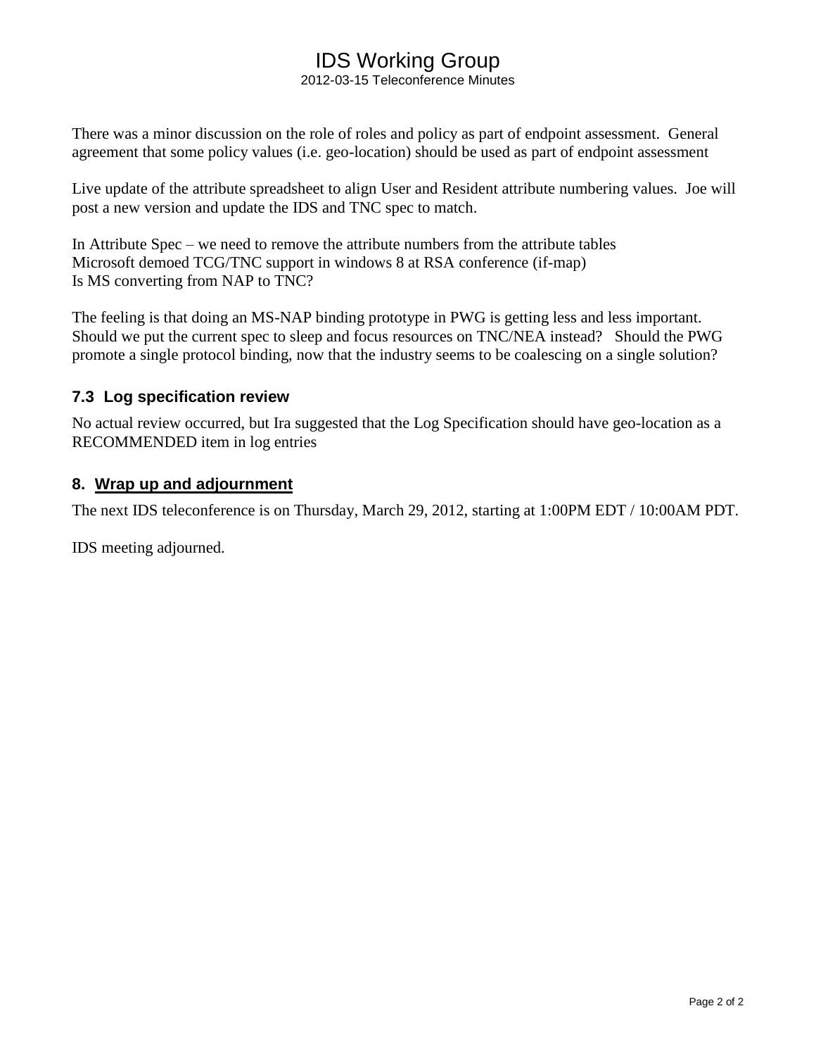There was a minor discussion on the role of roles and policy as part of endpoint assessment. General agreement that some policy values (i.e. geo-location) should be used as part of endpoint assessment

Live update of the attribute spreadsheet to align User and Resident attribute numbering values. Joe will post a new version and update the IDS and TNC spec to match.

In Attribute Spec – we need to remove the attribute numbers from the attribute tables
Microsoft demoed TCG/TNC support in windows 8 at RSA conference (if-map)
Is MS converting from NAP to TNC?

The feeling is that doing an MS-NAP binding prototype in PWG is getting less and less important. Should we put the current spec to sleep and focus resources on TNC/NEA instead? Should the PWG promote a single protocol binding, now that the industry seems to be coalescing on a single solution?

### 7.3 Log specification review

No actual review occurred, but Ira suggested that the Log Specification should have geo-location as a RECOMMENDED item in log entries

## 8. Wrap up and adjournment

The next IDS teleconference is on Thursday, March 29, 2012, starting at 1:00PM EDT / 10:00AM PDT.

IDS meeting adjourned.